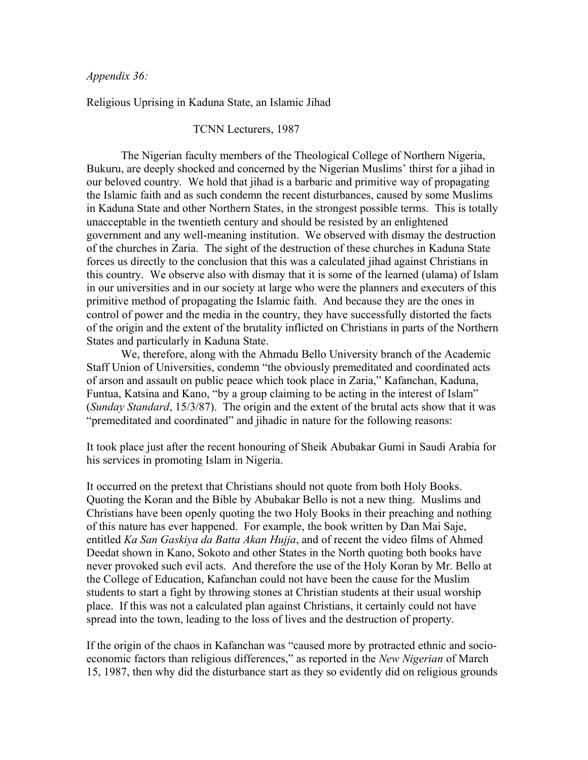*Appendix 36:*

Religious Uprising in Kaduna State, an Islamic Jihad

TCNN Lecturers, 1987

The Nigerian faculty members of the Theological College of Northern Nigeria, Bukuru, are deeply shocked and concerned by the Nigerian Muslims' thirst for a jihad in our beloved country. We hold that jihad is a barbaric and primitive way of propagating the Islamic faith and as such condemn the recent disturbances, caused by some Muslims in Kaduna State and other Northern States, in the strongest possible terms. This is totally unacceptable in the twentieth century and should be resisted by an enlightened government and any well-meaning institution. We observed with dismay the destruction of the churches in Zaria. The sight of the destruction of these churches in Kaduna State forces us directly to the conclusion that this was a calculated jihad against Christians in this country. We observe also with dismay that it is some of the learned (ulama) of Islam in our universities and in our society at large who were the planners and executers of this primitive method of propagating the Islamic faith. And because they are the ones in control of power and the media in the country, they have successfully distorted the facts of the origin and the extent of the brutality inflicted on Christians in parts of the Northern States and particularly in Kaduna State.

We, therefore, along with the Ahmadu Bello University branch of the Academic Staff Union of Universities, condemn "the obviously premeditated and coordinated acts of arson and assault on public peace which took place in Zaria," Kafanchan, Kaduna, Funtua, Katsina and Kano, "by a group claiming to be acting in the interest of Islam" (*Sunday Standard*, 15/3/87). The origin and the extent of the brutal acts show that it was "premeditated and coordinated" and jihadic in nature for the following reasons:

It took place just after the recent honouring of Sheik Abubakar Gumi in Saudi Arabia for his services in promoting Islam in Nigeria.

It occurred on the pretext that Christians should not quote from both Holy Books. Quoting the Koran and the Bible by Abubakar Bello is not a new thing. Muslims and Christians have been openly quoting the two Holy Books in their preaching and nothing of this nature has ever happened. For example, the book written by Dan Mai Saje, entitled *Ka San Gaskiya da Batta Akan Hujja*, and of recent the video films of Ahmed Deedat shown in Kano, Sokoto and other States in the North quoting both books have never provoked such evil acts. And therefore the use of the Holy Koran by Mr. Bello at the College of Education, Kafanchan could not have been the cause for the Muslim students to start a fight by throwing stones at Christian students at their usual worship place. If this was not a calculated plan against Christians, it certainly could not have spread into the town, leading to the loss of lives and the destruction of property.

If the origin of the chaos in Kafanchan was "caused more by protracted ethnic and socio-economic factors than religious differences," as reported in the *New Nigerian* of March 15, 1987, then why did the disturbance start as they so evidently did on religious grounds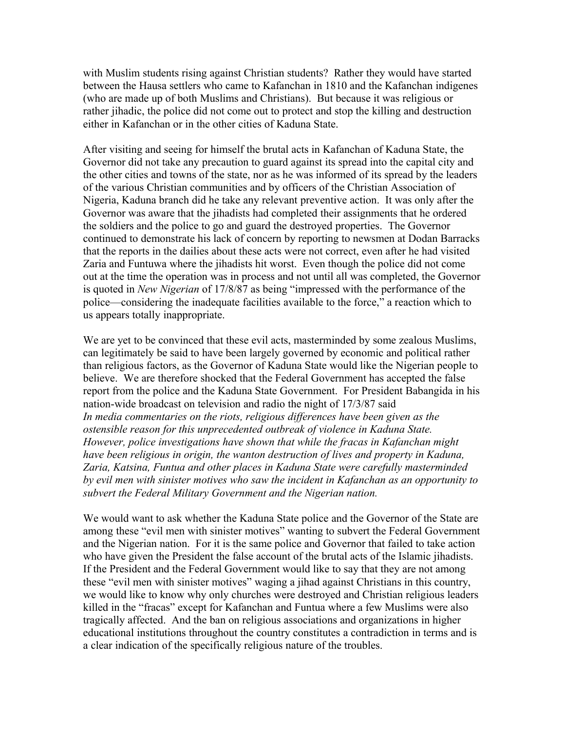with Muslim students rising against Christian students? Rather they would have started between the Hausa settlers who came to Kafanchan in 1810 and the Kafanchan indigenes (who are made up of both Muslims and Christians). But because it was religious or rather jihadic, the police did not come out to protect and stop the killing and destruction either in Kafanchan or in the other cities of Kaduna State.

After visiting and seeing for himself the brutal acts in Kafanchan of Kaduna State, the Governor did not take any precaution to guard against its spread into the capital city and the other cities and towns of the state, nor as he was informed of its spread by the leaders of the various Christian communities and by officers of the Christian Association of Nigeria, Kaduna branch did he take any relevant preventive action. It was only after the Governor was aware that the jihadists had completed their assignments that he ordered the soldiers and the police to go and guard the destroyed properties. The Governor continued to demonstrate his lack of concern by reporting to newsmen at Dodan Barracks that the reports in the dailies about these acts were not correct, even after he had visited Zaria and Funtuwa where the jihadists hit worst. Even though the police did not come out at the time the operation was in process and not until all was completed, the Governor is quoted in *New Nigerian* of 17/8/87 as being "impressed with the performance of the police—considering the inadequate facilities available to the force," a reaction which to us appears totally inappropriate.

We are yet to be convinced that these evil acts, masterminded by some zealous Muslims, can legitimately be said to have been largely governed by economic and political rather than religious factors, as the Governor of Kaduna State would like the Nigerian people to believe. We are therefore shocked that the Federal Government has accepted the false report from the police and the Kaduna State Government. For President Babangida in his nation-wide broadcast on television and radio the night of 17/3/87 said

*In media commentaries on the riots, religious differences have been given as the ostensible reason for this unprecedented outbreak of violence in Kaduna State. However, police investigations have shown that while the fracas in Kafanchan might have been religious in origin, the wanton destruction of lives and property in Kaduna, Zaria, Katsina, Funtua and other places in Kaduna State were carefully masterminded by evil men with sinister motives who saw the incident in Kafanchan as an opportunity to subvert the Federal Military Government and the Nigerian nation.*

We would want to ask whether the Kaduna State police and the Governor of the State are among these "evil men with sinister motives" wanting to subvert the Federal Government and the Nigerian nation. For it is the same police and Governor that failed to take action who have given the President the false account of the brutal acts of the Islamic jihadists. If the President and the Federal Government would like to say that they are not among these "evil men with sinister motives" waging a jihad against Christians in this country, we would like to know why only churches were destroyed and Christian religious leaders killed in the "fracas" except for Kafanchan and Funtua where a few Muslims were also tragically affected. And the ban on religious associations and organizations in higher educational institutions throughout the country constitutes a contradiction in terms and is a clear indication of the specifically religious nature of the troubles.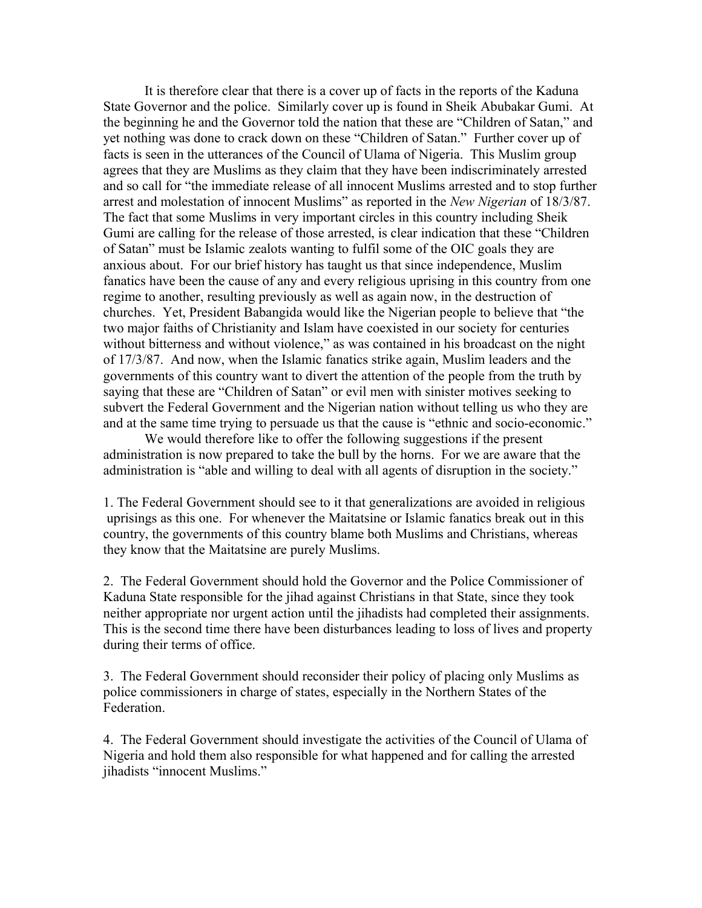It is therefore clear that there is a cover up of facts in the reports of the Kaduna State Governor and the police. Similarly cover up is found in Sheik Abubakar Gumi. At the beginning he and the Governor told the nation that these are "Children of Satan," and yet nothing was done to crack down on these "Children of Satan." Further cover up of facts is seen in the utterances of the Council of Ulama of Nigeria. This Muslim group agrees that they are Muslims as they claim that they have been indiscriminately arrested and so call for "the immediate release of all innocent Muslims arrested and to stop further arrest and molestation of innocent Muslims" as reported in the *New Nigerian* of 18/3/87. The fact that some Muslims in very important circles in this country including Sheik Gumi are calling for the release of those arrested, is clear indication that these "Children of Satan" must be Islamic zealots wanting to fulfil some of the OIC goals they are anxious about. For our brief history has taught us that since independence, Muslim fanatics have been the cause of any and every religious uprising in this country from one regime to another, resulting previously as well as again now, in the destruction of churches. Yet, President Babangida would like the Nigerian people to believe that "the two major faiths of Christianity and Islam have coexisted in our society for centuries without bitterness and without violence," as was contained in his broadcast on the night of 17/3/87. And now, when the Islamic fanatics strike again, Muslim leaders and the governments of this country want to divert the attention of the people from the truth by saying that these are "Children of Satan" or evil men with sinister motives seeking to subvert the Federal Government and the Nigerian nation without telling us who they are and at the same time trying to persuade us that the cause is "ethnic and socio-economic."

We would therefore like to offer the following suggestions if the present administration is now prepared to take the bull by the horns. For we are aware that the administration is "able and willing to deal with all agents of disruption in the society."

1. The Federal Government should see to it that generalizations are avoided in religious uprisings as this one. For whenever the Maitatsine or Islamic fanatics break out in this country, the governments of this country blame both Muslims and Christians, whereas they know that the Maitatsine are purely Muslims.

2. The Federal Government should hold the Governor and the Police Commissioner of Kaduna State responsible for the jihad against Christians in that State, since they took neither appropriate nor urgent action until the jihadists had completed their assignments. This is the second time there have been disturbances leading to loss of lives and property during their terms of office.

3. The Federal Government should reconsider their policy of placing only Muslims as police commissioners in charge of states, especially in the Northern States of the Federation.

4. The Federal Government should investigate the activities of the Council of Ulama of Nigeria and hold them also responsible for what happened and for calling the arrested jihadists "innocent Muslims."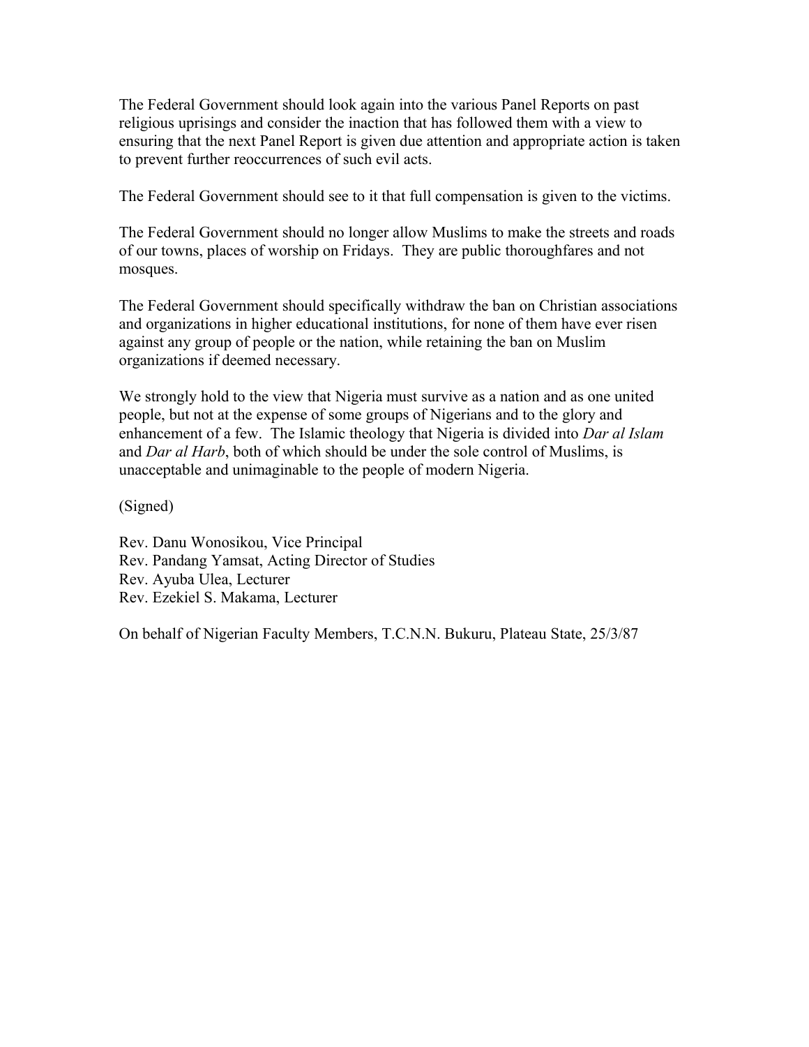The Federal Government should look again into the various Panel Reports on past religious uprisings and consider the inaction that has followed them with a view to ensuring that the next Panel Report is given due attention and appropriate action is taken to prevent further reoccurrences of such evil acts.

The Federal Government should see to it that full compensation is given to the victims.

The Federal Government should no longer allow Muslims to make the streets and roads of our towns, places of worship on Fridays. They are public thoroughfares and not mosques.

The Federal Government should specifically withdraw the ban on Christian associations and organizations in higher educational institutions, for none of them have ever risen against any group of people or the nation, while retaining the ban on Muslim organizations if deemed necessary.

We strongly hold to the view that Nigeria must survive as a nation and as one united people, but not at the expense of some groups of Nigerians and to the glory and enhancement of a few. The Islamic theology that Nigeria is divided into *Dar al Islam* and *Dar al Harb*, both of which should be under the sole control of Muslims, is unacceptable and unimaginable to the people of modern Nigeria.

(Signed)

Rev. Danu Wonosikou, Vice Principal
Rev. Pandang Yamsat, Acting Director of Studies
Rev. Ayuba Ulea, Lecturer
Rev. Ezekiel S. Makama, Lecturer

On behalf of Nigerian Faculty Members, T.C.N.N. Bukuru, Plateau State, 25/3/87